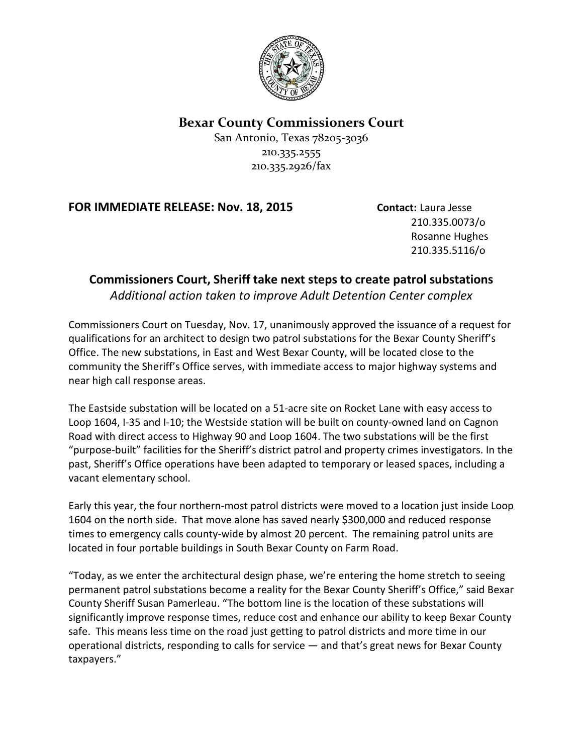# Bexar County Commissioners Court

San Antonio, Texas 78205-3036
210.335.2555
210.335.2926/fax

**FOR IMMEDIATE RELEASE: Nov. 18, 2015**

**Contact:** Laura Jesse
210.335.0073/o
Rosanne Hughes
210.335.5116/o

## Commissioners Court, Sheriff take next steps to create patrol substations

*Additional action taken to improve Adult Detention Center complex*

Commissioners Court on Tuesday, Nov. 17, unanimously approved the issuance of a request for qualifications for an architect to design two patrol substations for the Bexar County Sheriff's Office. The new substations, in East and West Bexar County, will be located close to the community the Sheriff's Office serves, with immediate access to major highway systems and near high call response areas.

The Eastside substation will be located on a 51-acre site on Rocket Lane with easy access to Loop 1604, I-35 and I-10; the Westside station will be built on county-owned land on Cagnon Road with direct access to Highway 90 and Loop 1604. The two substations will be the first "purpose-built" facilities for the Sheriff's district patrol and property crimes investigators. In the past, Sheriff's Office operations have been adapted to temporary or leased spaces, including a vacant elementary school.

Early this year, the four northern-most patrol districts were moved to a location just inside Loop 1604 on the north side. That move alone has saved nearly $300,000 and reduced response times to emergency calls county-wide by almost 20 percent. The remaining patrol units are located in four portable buildings in South Bexar County on Farm Road.

"Today, as we enter the architectural design phase, we're entering the home stretch to seeing permanent patrol substations become a reality for the Bexar County Sheriff's Office," said Bexar County Sheriff Susan Pamerleau. "The bottom line is the location of these substations will significantly improve response times, reduce cost and enhance our ability to keep Bexar County safe. This means less time on the road just getting to patrol districts and more time in our operational districts, responding to calls for service — and that's great news for Bexar County taxpayers."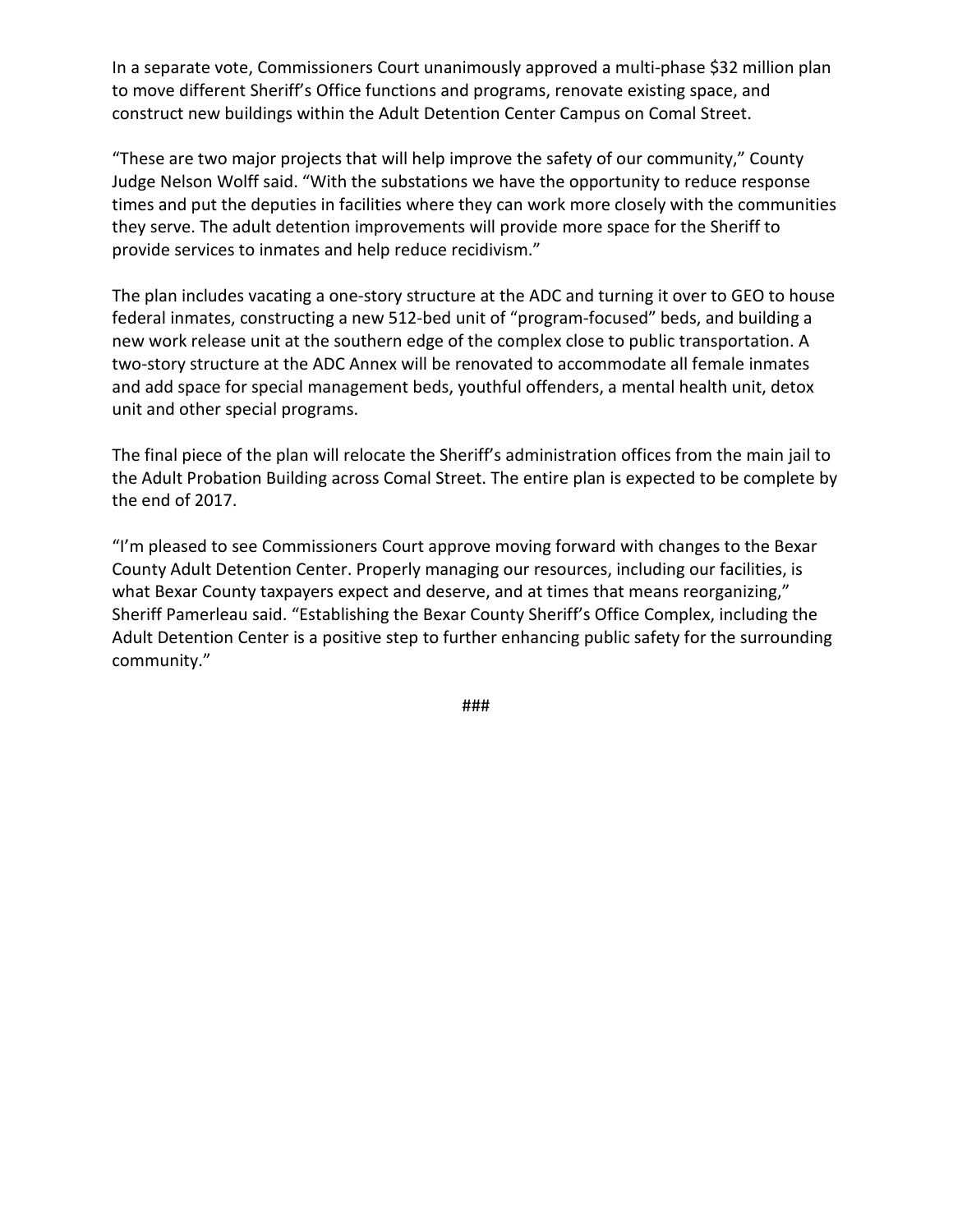In a separate vote, Commissioners Court unanimously approved a multi-phase $32 million plan to move different Sheriff's Office functions and programs, renovate existing space, and construct new buildings within the Adult Detention Center Campus on Comal Street.

"These are two major projects that will help improve the safety of our community," County Judge Nelson Wolff said. "With the substations we have the opportunity to reduce response times and put the deputies in facilities where they can work more closely with the communities they serve. The adult detention improvements will provide more space for the Sheriff to provide services to inmates and help reduce recidivism."

The plan includes vacating a one-story structure at the ADC and turning it over to GEO to house federal inmates, constructing a new 512-bed unit of "program-focused" beds, and building a new work release unit at the southern edge of the complex close to public transportation. A two-story structure at the ADC Annex will be renovated to accommodate all female inmates and add space for special management beds, youthful offenders, a mental health unit, detox unit and other special programs.

The final piece of the plan will relocate the Sheriff's administration offices from the main jail to the Adult Probation Building across Comal Street. The entire plan is expected to be complete by the end of 2017.

"I'm pleased to see Commissioners Court approve moving forward with changes to the Bexar County Adult Detention Center. Properly managing our resources, including our facilities, is what Bexar County taxpayers expect and deserve, and at times that means reorganizing," Sheriff Pamerleau said. "Establishing the Bexar County Sheriff's Office Complex, including the Adult Detention Center is a positive step to further enhancing public safety for the surrounding community."

###